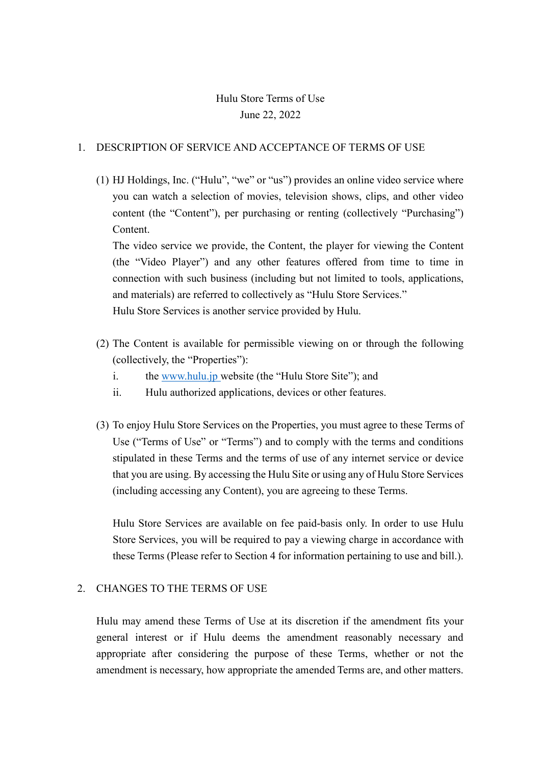Hulu Store Terms of Use

June 22, 2022

## 1. DESCRIPTION OF SERVICE AND ACCEPTANCE OF TERMS OF USE

(1) HJ Holdings, Inc. ("Hulu", "we" or "us") provides an online video service where you can watch a selection of movies, television shows, clips, and other video content (the "Content"), per purchasing or renting (collectively "Purchasing") Content.

The video service we provide, the Content, the player for viewing the Content (the "Video Player") and any other features offered from time to time in connection with such business (including but not limited to tools, applications, and materials) are referred to collectively as "Hulu Store Services."

Hulu Store Services is another service provided by Hulu.

(2) The Content is available for permissible viewing on or through the following (collectively, the "Properties"):

i. the [www.hulu.jp](http://www.hulu.jp) website (the "Hulu Store Site"); and

ii. Hulu authorized applications, devices or other features.

(3) To enjoy Hulu Store Services on the Properties, you must agree to these Terms of Use ("Terms of Use" or "Terms") and to comply with the terms and conditions stipulated in these Terms and the terms of use of any internet service or device that you are using. By accessing the Hulu Site or using any of Hulu Store Services (including accessing any Content), you are agreeing to these Terms.

Hulu Store Services are available on fee paid-basis only. In order to use Hulu Store Services, you will be required to pay a viewing charge in accordance with these Terms (Please refer to Section 4 for information pertaining to use and bill.).

## 2. CHANGES TO THE TERMS OF USE

Hulu may amend these Terms of Use at its discretion if the amendment fits your general interest or if Hulu deems the amendment reasonably necessary and appropriate after considering the purpose of these Terms, whether or not the amendment is necessary, how appropriate the amended Terms are, and other matters.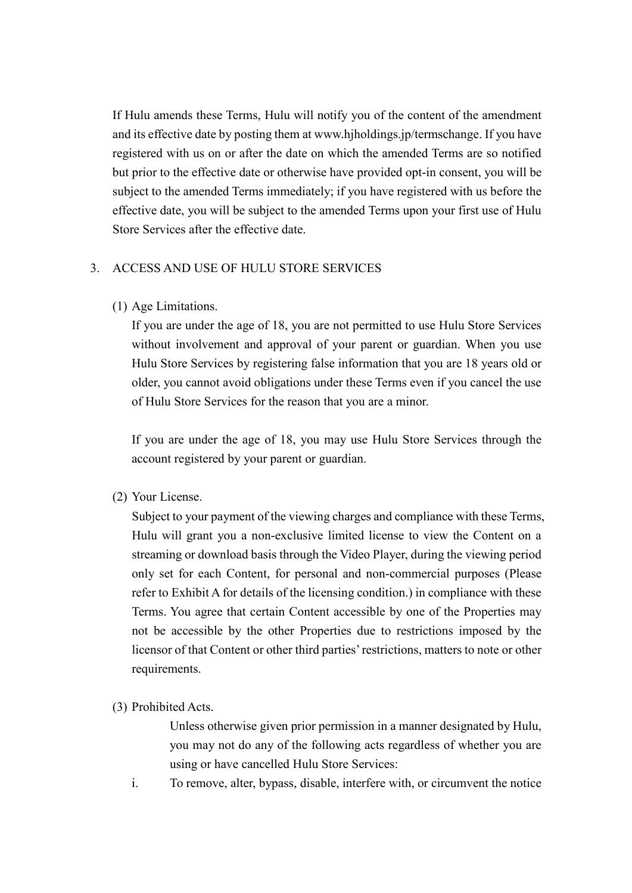If Hulu amends these Terms, Hulu will notify you of the content of the amendment and its effective date by posting them at www.hjholdings.jp/termschange. If you have registered with us on or after the date on which the amended Terms are so notified but prior to the effective date or otherwise have provided opt-in consent, you will be subject to the amended Terms immediately; if you have registered with us before the effective date, you will be subject to the amended Terms upon your first use of Hulu Store Services after the effective date.

## 3. ACCESS AND USE OF HULU STORE SERVICES

(1) Age Limitations.

If you are under the age of 18, you are not permitted to use Hulu Store Services without involvement and approval of your parent or guardian. When you use Hulu Store Services by registering false information that you are 18 years old or older, you cannot avoid obligations under these Terms even if you cancel the use of Hulu Store Services for the reason that you are a minor.

If you are under the age of 18, you may use Hulu Store Services through the account registered by your parent or guardian.

(2) Your License.

Subject to your payment of the viewing charges and compliance with these Terms, Hulu will grant you a non-exclusive limited license to view the Content on a streaming or download basis through the Video Player, during the viewing period only set for each Content, for personal and non-commercial purposes (Please refer to Exhibit A for details of the licensing condition.) in compliance with these Terms. You agree that certain Content accessible by one of the Properties may not be accessible by the other Properties due to restrictions imposed by the licensor of that Content or other third parties' restrictions, matters to note or other requirements.

(3) Prohibited Acts.

Unless otherwise given prior permission in a manner designated by Hulu, you may not do any of the following acts regardless of whether you are using or have cancelled Hulu Store Services:

i. To remove, alter, bypass, disable, interfere with, or circumvent the notice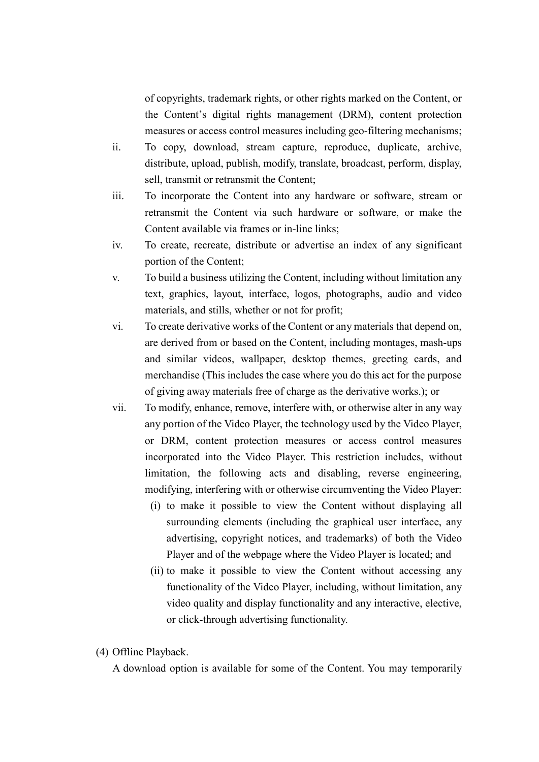of copyrights, trademark rights, or other rights marked on the Content, or the Content's digital rights management (DRM), content protection measures or access control measures including geo-filtering mechanisms;

ii. To copy, download, stream capture, reproduce, duplicate, archive, distribute, upload, publish, modify, translate, broadcast, perform, display, sell, transmit or retransmit the Content;

iii. To incorporate the Content into any hardware or software, stream or retransmit the Content via such hardware or software, or make the Content available via frames or in-line links;

iv. To create, recreate, distribute or advertise an index of any significant portion of the Content;

v. To build a business utilizing the Content, including without limitation any text, graphics, layout, interface, logos, photographs, audio and video materials, and stills, whether or not for profit;

vi. To create derivative works of the Content or any materials that depend on, are derived from or based on the Content, including montages, mash-ups and similar videos, wallpaper, desktop themes, greeting cards, and merchandise (This includes the case where you do this act for the purpose of giving away materials free of charge as the derivative works.); or

vii. To modify, enhance, remove, interfere with, or otherwise alter in any way any portion of the Video Player, the technology used by the Video Player, or DRM, content protection measures or access control measures incorporated into the Video Player. This restriction includes, without limitation, the following acts and disabling, reverse engineering, modifying, interfering with or otherwise circumventing the Video Player:

   (i) to make it possible to view the Content without displaying all surrounding elements (including the graphical user interface, any advertising, copyright notices, and trademarks) of both the Video Player and of the webpage where the Video Player is located; and

   (ii) to make it possible to view the Content without accessing any functionality of the Video Player, including, without limitation, any video quality and display functionality and any interactive, elective, or click-through advertising functionality.

(4) Offline Playback.

A download option is available for some of the Content. You may temporarily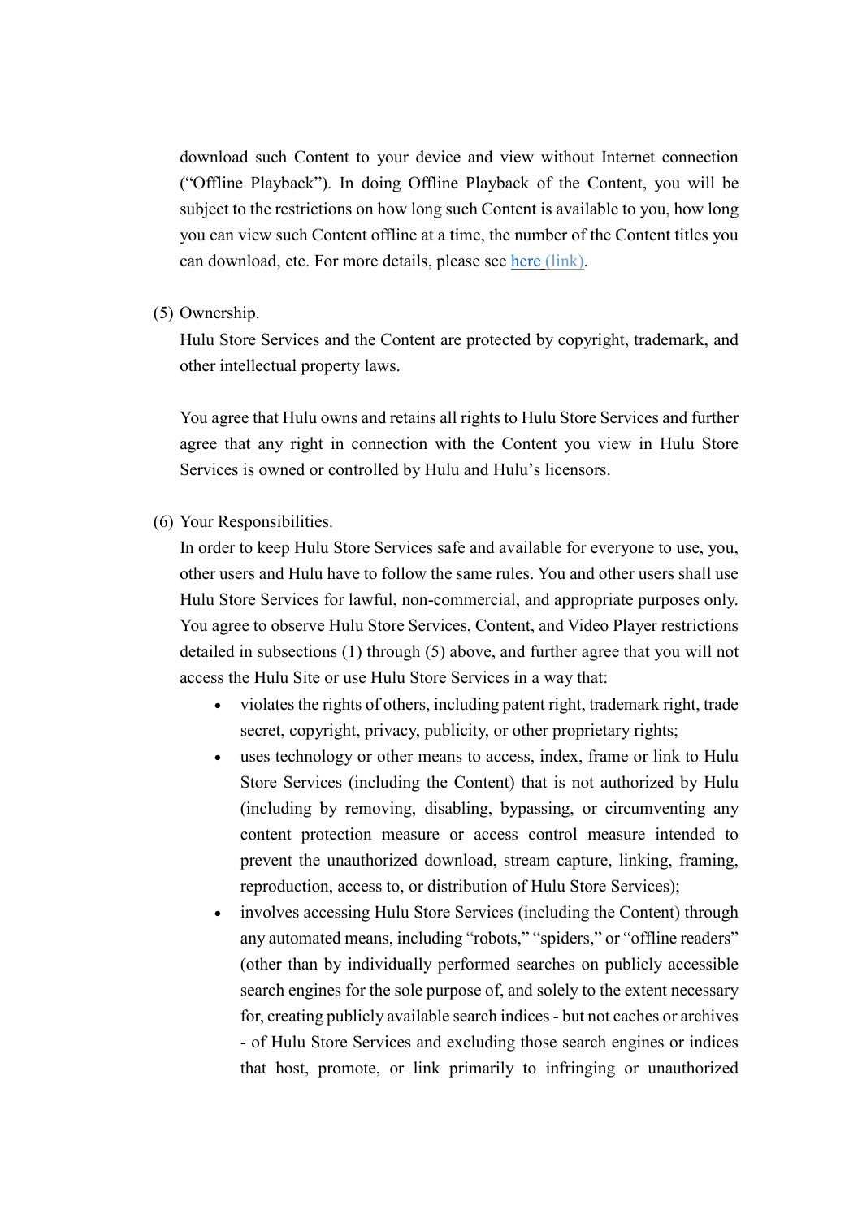download such Content to your device and view without Internet connection ("Offline Playback"). In doing Offline Playback of the Content, you will be subject to the restrictions on how long such Content is available to you, how long you can view such Content offline at a time, the number of the Content titles you can download, etc. For more details, please see here (link).

(5) Ownership.

Hulu Store Services and the Content are protected by copyright, trademark, and other intellectual property laws.

You agree that Hulu owns and retains all rights to Hulu Store Services and further agree that any right in connection with the Content you view in Hulu Store Services is owned or controlled by Hulu and Hulu's licensors.

(6) Your Responsibilities.

In order to keep Hulu Store Services safe and available for everyone to use, you, other users and Hulu have to follow the same rules. You and other users shall use Hulu Store Services for lawful, non-commercial, and appropriate purposes only. You agree to observe Hulu Store Services, Content, and Video Player restrictions detailed in subsections (1) through (5) above, and further agree that you will not access the Hulu Site or use Hulu Store Services in a way that:

- violates the rights of others, including patent right, trademark right, trade secret, copyright, privacy, publicity, or other proprietary rights;
- uses technology or other means to access, index, frame or link to Hulu Store Services (including the Content) that is not authorized by Hulu (including by removing, disabling, bypassing, or circumventing any content protection measure or access control measure intended to prevent the unauthorized download, stream capture, linking, framing, reproduction, access to, or distribution of Hulu Store Services);
- involves accessing Hulu Store Services (including the Content) through any automated means, including "robots," "spiders," or "offline readers" (other than by individually performed searches on publicly accessible search engines for the sole purpose of, and solely to the extent necessary for, creating publicly available search indices - but not caches or archives - of Hulu Store Services and excluding those search engines or indices that host, promote, or link primarily to infringing or unauthorized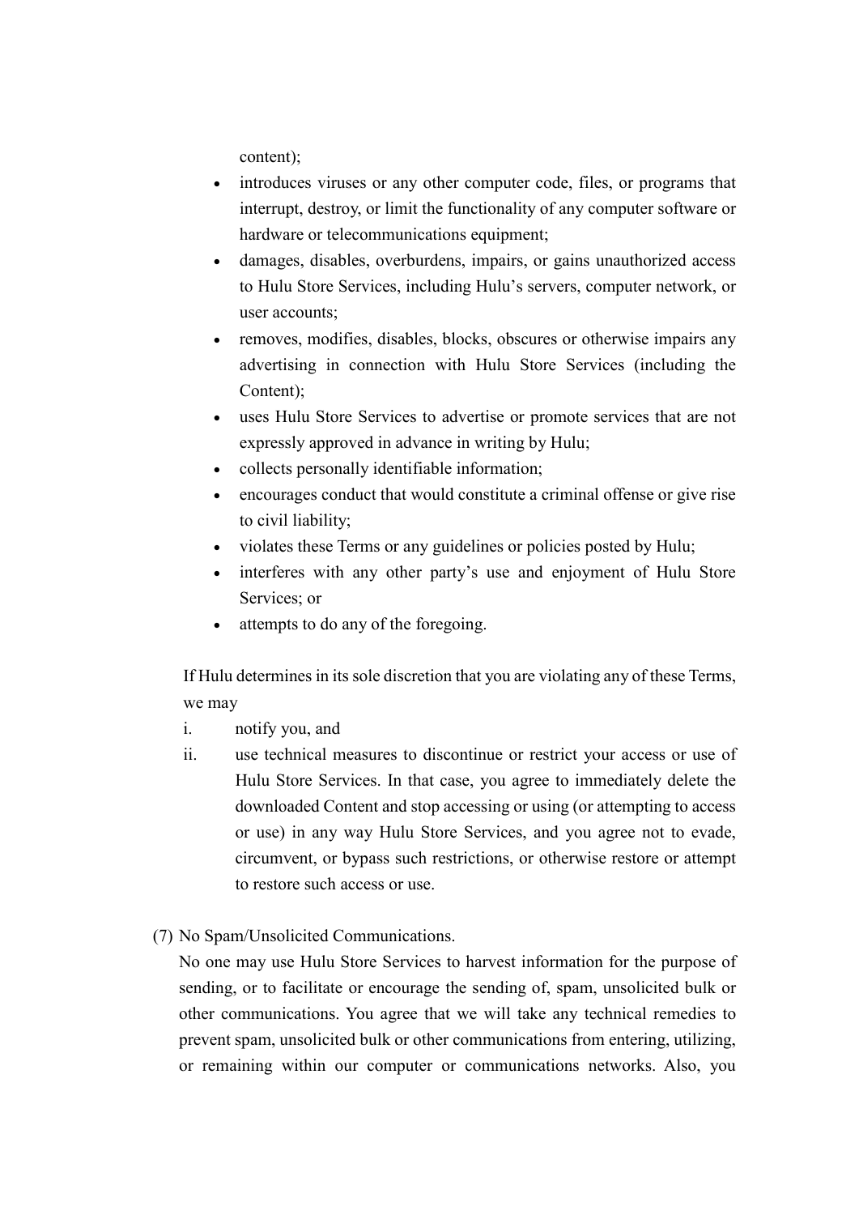content);

- introduces viruses or any other computer code, files, or programs that interrupt, destroy, or limit the functionality of any computer software or hardware or telecommunications equipment;
- damages, disables, overburdens, impairs, or gains unauthorized access to Hulu Store Services, including Hulu's servers, computer network, or user accounts;
- removes, modifies, disables, blocks, obscures or otherwise impairs any advertising in connection with Hulu Store Services (including the Content);
- uses Hulu Store Services to advertise or promote services that are not expressly approved in advance in writing by Hulu;
- collects personally identifiable information;
- encourages conduct that would constitute a criminal offense or give rise to civil liability;
- violates these Terms or any guidelines or policies posted by Hulu;
- interferes with any other party's use and enjoyment of Hulu Store Services; or
- attempts to do any of the foregoing.

If Hulu determines in its sole discretion that you are violating any of these Terms, we may

i. notify you, and
ii. use technical measures to discontinue or restrict your access or use of Hulu Store Services. In that case, you agree to immediately delete the downloaded Content and stop accessing or using (or attempting to access or use) in any way Hulu Store Services, and you agree not to evade, circumvent, or bypass such restrictions, or otherwise restore or attempt to restore such access or use.

(7) No Spam/Unsolicited Communications.

No one may use Hulu Store Services to harvest information for the purpose of sending, or to facilitate or encourage the sending of, spam, unsolicited bulk or other communications. You agree that we will take any technical remedies to prevent spam, unsolicited bulk or other communications from entering, utilizing, or remaining within our computer or communications networks. Also, you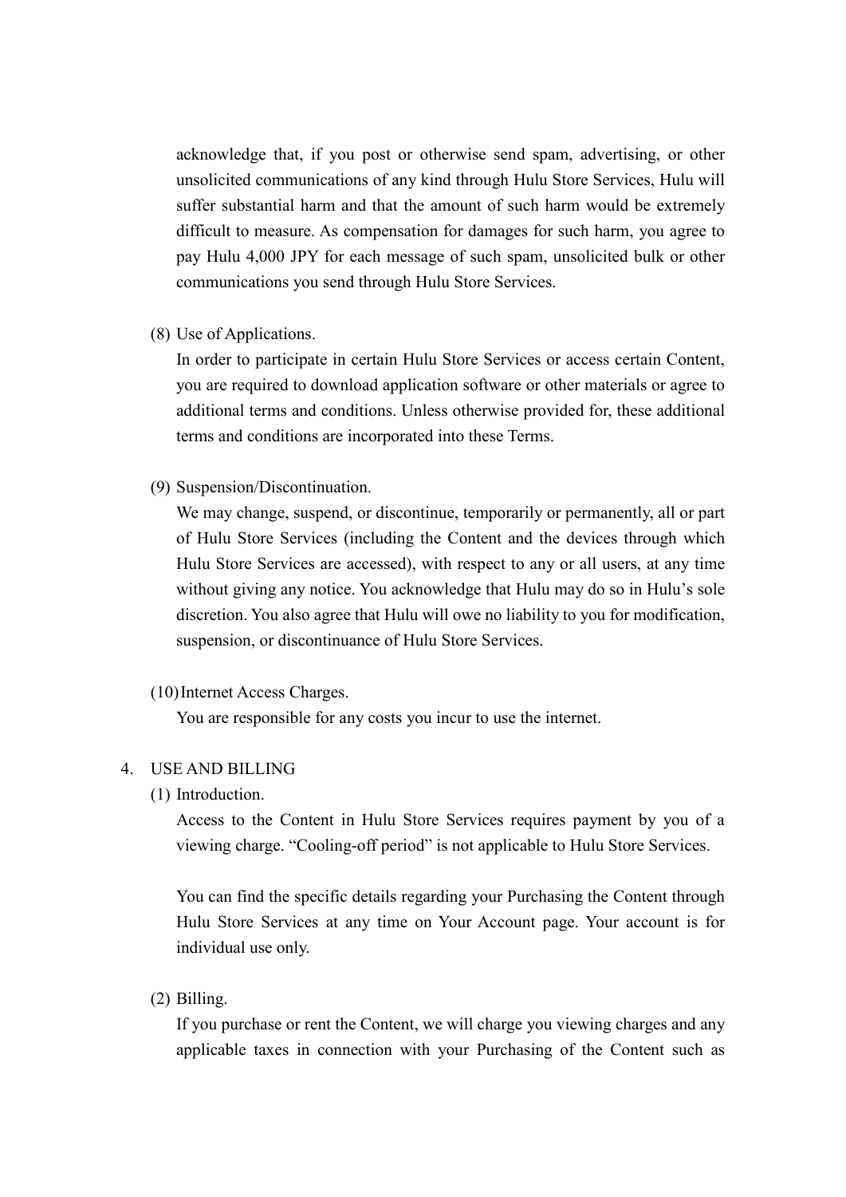acknowledge that, if you post or otherwise send spam, advertising, or other unsolicited communications of any kind through Hulu Store Services, Hulu will suffer substantial harm and that the amount of such harm would be extremely difficult to measure. As compensation for damages for such harm, you agree to pay Hulu 4,000 JPY for each message of such spam, unsolicited bulk or other communications you send through Hulu Store Services.

(8) Use of Applications.

In order to participate in certain Hulu Store Services or access certain Content, you are required to download application software or other materials or agree to additional terms and conditions. Unless otherwise provided for, these additional terms and conditions are incorporated into these Terms.

(9) Suspension/Discontinuation.

We may change, suspend, or discontinue, temporarily or permanently, all or part of Hulu Store Services (including the Content and the devices through which Hulu Store Services are accessed), with respect to any or all users, at any time without giving any notice. You acknowledge that Hulu may do so in Hulu's sole discretion. You also agree that Hulu will owe no liability to you for modification, suspension, or discontinuance of Hulu Store Services.

(10) Internet Access Charges.

You are responsible for any costs you incur to use the internet.

4. USE AND BILLING

(1) Introduction.

Access to the Content in Hulu Store Services requires payment by you of a viewing charge. "Cooling-off period" is not applicable to Hulu Store Services.

You can find the specific details regarding your Purchasing the Content through Hulu Store Services at any time on Your Account page. Your account is for individual use only.

(2) Billing.

If you purchase or rent the Content, we will charge you viewing charges and any applicable taxes in connection with your Purchasing of the Content such as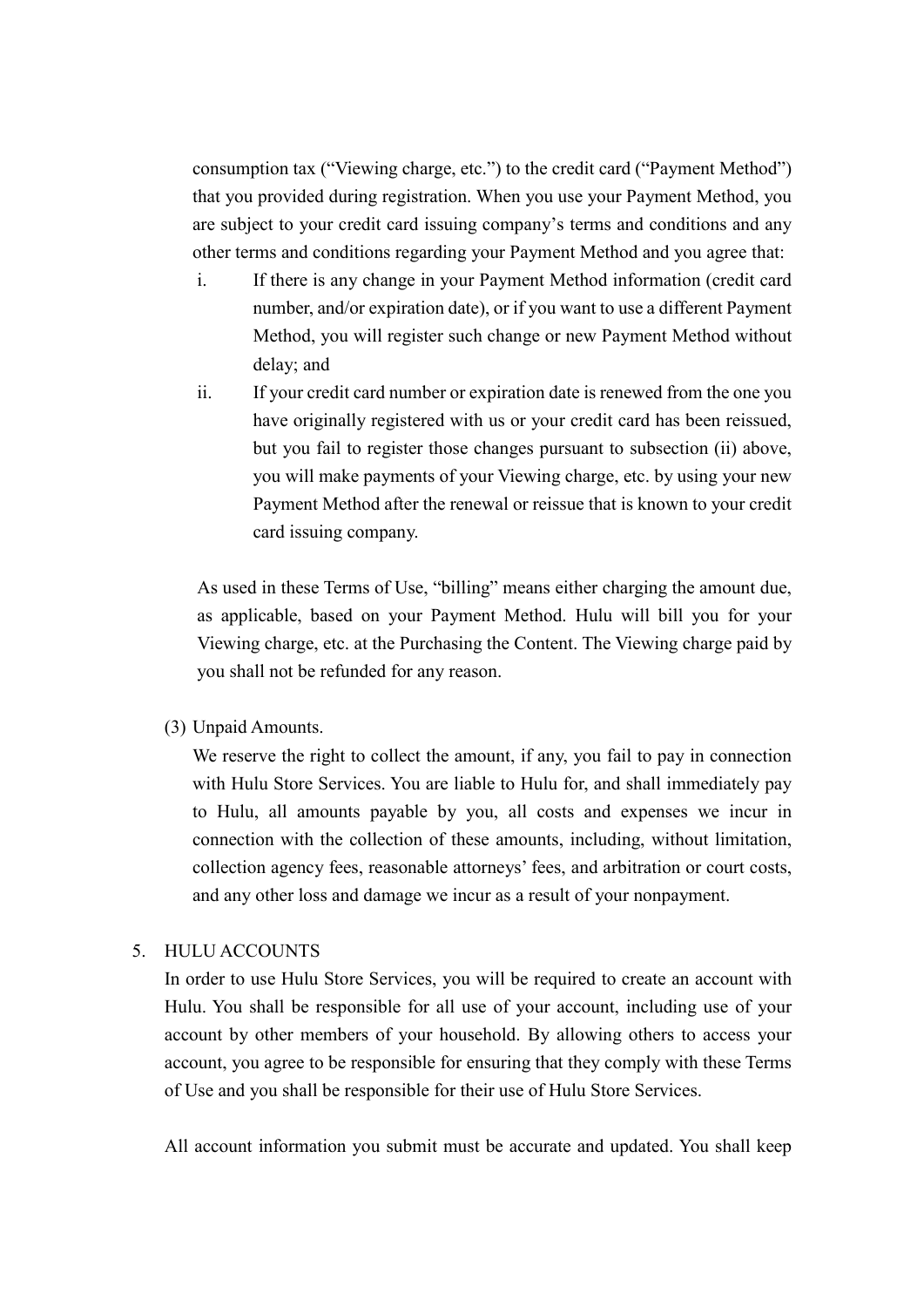consumption tax (“Viewing charge, etc.”) to the credit card (“Payment Method”) that you provided during registration. When you use your Payment Method, you are subject to your credit card issuing company’s terms and conditions and any other terms and conditions regarding your Payment Method and you agree that:

i. If there is any change in your Payment Method information (credit card number, and/or expiration date), or if you want to use a different Payment Method, you will register such change or new Payment Method without delay; and
ii. If your credit card number or expiration date is renewed from the one you have originally registered with us or your credit card has been reissued, but you fail to register those changes pursuant to subsection (ii) above, you will make payments of your Viewing charge, etc. by using your new Payment Method after the renewal or reissue that is known to your credit card issuing company.

As used in these Terms of Use, “billing” means either charging the amount due, as applicable, based on your Payment Method. Hulu will bill you for your Viewing charge, etc. at the Purchasing the Content. The Viewing charge paid by you shall not be refunded for any reason.

(3) Unpaid Amounts.
We reserve the right to collect the amount, if any, you fail to pay in connection with Hulu Store Services. You are liable to Hulu for, and shall immediately pay to Hulu, all amounts payable by you, all costs and expenses we incur in connection with the collection of these amounts, including, without limitation, collection agency fees, reasonable attorneys’ fees, and arbitration or court costs, and any other loss and damage we incur as a result of your nonpayment.

5. HULU ACCOUNTS

In order to use Hulu Store Services, you will be required to create an account with Hulu. You shall be responsible for all use of your account, including use of your account by other members of your household. By allowing others to access your account, you agree to be responsible for ensuring that they comply with these Terms of Use and you shall be responsible for their use of Hulu Store Services.

All account information you submit must be accurate and updated. You shall keep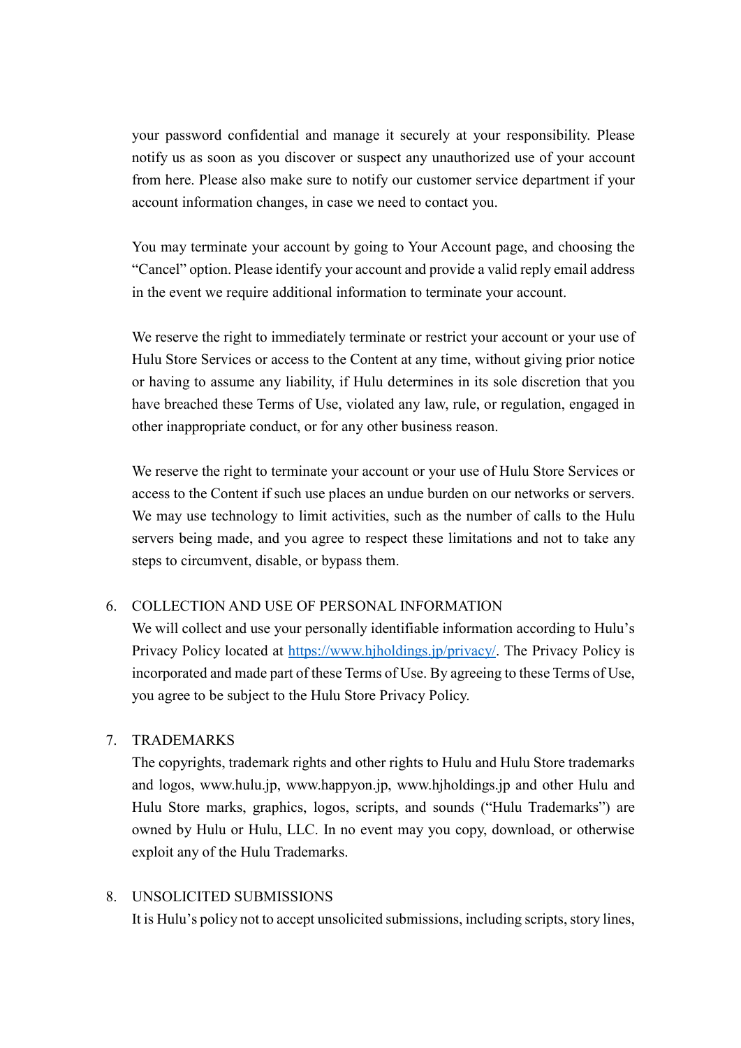your password confidential and manage it securely at your responsibility. Please notify us as soon as you discover or suspect any unauthorized use of your account from here. Please also make sure to notify our customer service department if your account information changes, in case we need to contact you.

You may terminate your account by going to Your Account page, and choosing the "Cancel" option. Please identify your account and provide a valid reply email address in the event we require additional information to terminate your account.

We reserve the right to immediately terminate or restrict your account or your use of Hulu Store Services or access to the Content at any time, without giving prior notice or having to assume any liability, if Hulu determines in its sole discretion that you have breached these Terms of Use, violated any law, rule, or regulation, engaged in other inappropriate conduct, or for any other business reason.

We reserve the right to terminate your account or your use of Hulu Store Services or access to the Content if such use places an undue burden on our networks or servers. We may use technology to limit activities, such as the number of calls to the Hulu servers being made, and you agree to respect these limitations and not to take any steps to circumvent, disable, or bypass them.

6. COLLECTION AND USE OF PERSONAL INFORMATION

   We will collect and use your personally identifiable information according to Hulu's Privacy Policy located at [https://www.hjholdings.jp/privacy/](https://www.hjholdings.jp/privacy/). The Privacy Policy is incorporated and made part of these Terms of Use. By agreeing to these Terms of Use, you agree to be subject to the Hulu Store Privacy Policy.

7. TRADEMARKS

   The copyrights, trademark rights and other rights to Hulu and Hulu Store trademarks and logos, www.hulu.jp, www.happyon.jp, www.hjholdings.jp and other Hulu and Hulu Store marks, graphics, logos, scripts, and sounds ("Hulu Trademarks") are owned by Hulu or Hulu, LLC. In no event may you copy, download, or otherwise exploit any of the Hulu Trademarks.

8. UNSOLICITED SUBMISSIONS

   It is Hulu's policy not to accept unsolicited submissions, including scripts, story lines,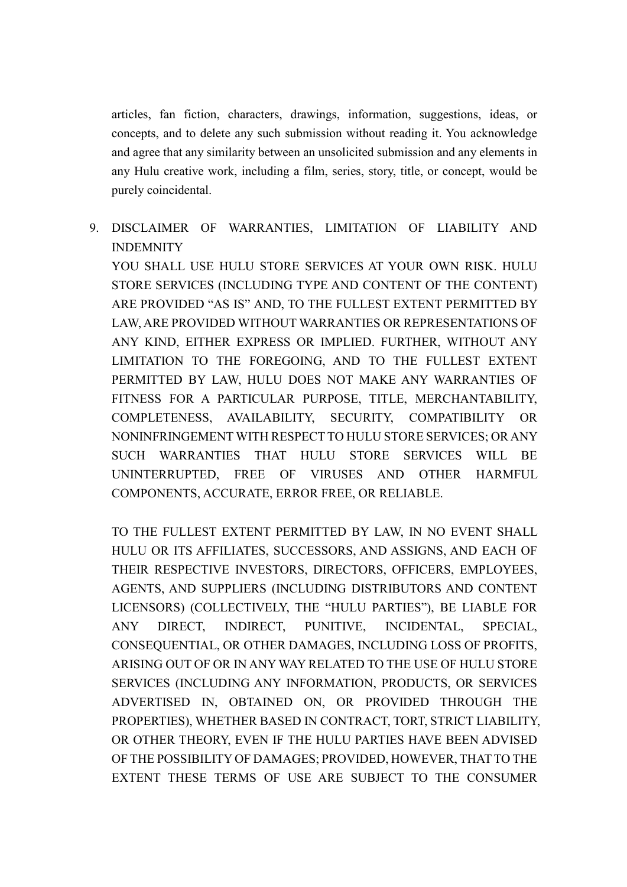articles, fan fiction, characters, drawings, information, suggestions, ideas, or concepts, and to delete any such submission without reading it. You acknowledge and agree that any similarity between an unsolicited submission and any elements in any Hulu creative work, including a film, series, story, title, or concept, would be purely coincidental.

9. DISCLAIMER OF WARRANTIES, LIMITATION OF LIABILITY AND INDEMNITY

YOU SHALL USE HULU STORE SERVICES AT YOUR OWN RISK. HULU STORE SERVICES (INCLUDING TYPE AND CONTENT OF THE CONTENT) ARE PROVIDED "AS IS" AND, TO THE FULLEST EXTENT PERMITTED BY LAW, ARE PROVIDED WITHOUT WARRANTIES OR REPRESENTATIONS OF ANY KIND, EITHER EXPRESS OR IMPLIED. FURTHER, WITHOUT ANY LIMITATION TO THE FOREGOING, AND TO THE FULLEST EXTENT PERMITTED BY LAW, HULU DOES NOT MAKE ANY WARRANTIES OF FITNESS FOR A PARTICULAR PURPOSE, TITLE, MERCHANTABILITY, COMPLETENESS, AVAILABILITY, SECURITY, COMPATIBILITY OR NONINFRINGEMENT WITH RESPECT TO HULU STORE SERVICES; OR ANY SUCH WARRANTIES THAT HULU STORE SERVICES WILL BE UNINTERRUPTED, FREE OF VIRUSES AND OTHER HARMFUL COMPONENTS, ACCURATE, ERROR FREE, OR RELIABLE.

TO THE FULLEST EXTENT PERMITTED BY LAW, IN NO EVENT SHALL HULU OR ITS AFFILIATES, SUCCESSORS, AND ASSIGNS, AND EACH OF THEIR RESPECTIVE INVESTORS, DIRECTORS, OFFICERS, EMPLOYEES, AGENTS, AND SUPPLIERS (INCLUDING DISTRIBUTORS AND CONTENT LICENSORS) (COLLECTIVELY, THE "HULU PARTIES"), BE LIABLE FOR ANY DIRECT, INDIRECT, PUNITIVE, INCIDENTAL, SPECIAL, CONSEQUENTIAL, OR OTHER DAMAGES, INCLUDING LOSS OF PROFITS, ARISING OUT OF OR IN ANY WAY RELATED TO THE USE OF HULU STORE SERVICES (INCLUDING ANY INFORMATION, PRODUCTS, OR SERVICES ADVERTISED IN, OBTAINED ON, OR PROVIDED THROUGH THE PROPERTIES), WHETHER BASED IN CONTRACT, TORT, STRICT LIABILITY, OR OTHER THEORY, EVEN IF THE HULU PARTIES HAVE BEEN ADVISED OF THE POSSIBILITY OF DAMAGES; PROVIDED, HOWEVER, THAT TO THE EXTENT THESE TERMS OF USE ARE SUBJECT TO THE CONSUMER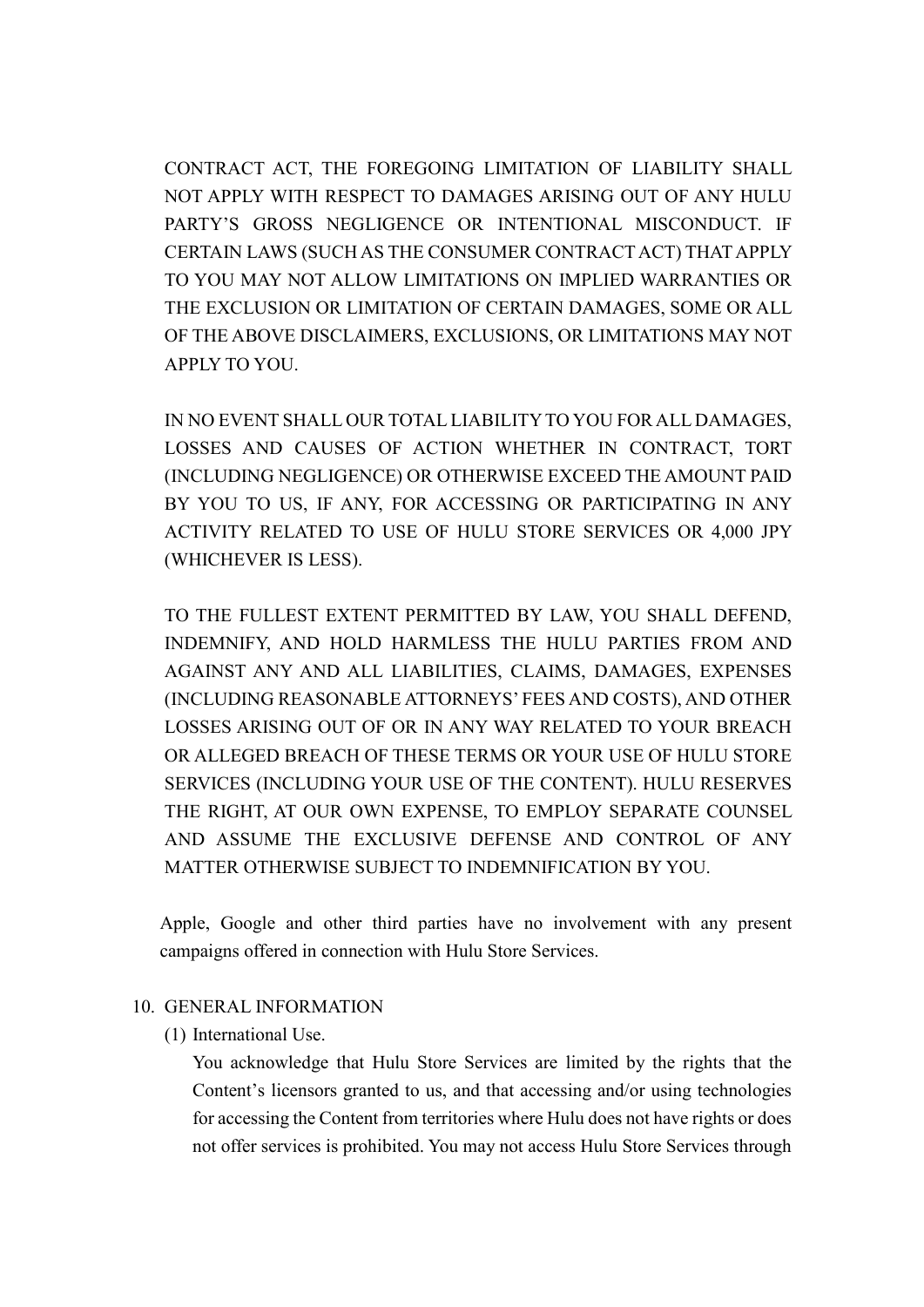CONTRACT ACT, THE FOREGOING LIMITATION OF LIABILITY SHALL NOT APPLY WITH RESPECT TO DAMAGES ARISING OUT OF ANY HULU PARTY'S GROSS NEGLIGENCE OR INTENTIONAL MISCONDUCT. IF CERTAIN LAWS (SUCH AS THE CONSUMER CONTRACT ACT) THAT APPLY TO YOU MAY NOT ALLOW LIMITATIONS ON IMPLIED WARRANTIES OR THE EXCLUSION OR LIMITATION OF CERTAIN DAMAGES, SOME OR ALL OF THE ABOVE DISCLAIMERS, EXCLUSIONS, OR LIMITATIONS MAY NOT APPLY TO YOU.

IN NO EVENT SHALL OUR TOTAL LIABILITY TO YOU FOR ALL DAMAGES, LOSSES AND CAUSES OF ACTION WHETHER IN CONTRACT, TORT (INCLUDING NEGLIGENCE) OR OTHERWISE EXCEED THE AMOUNT PAID BY YOU TO US, IF ANY, FOR ACCESSING OR PARTICIPATING IN ANY ACTIVITY RELATED TO USE OF HULU STORE SERVICES OR 4,000 JPY (WHICHEVER IS LESS).

TO THE FULLEST EXTENT PERMITTED BY LAW, YOU SHALL DEFEND, INDEMNIFY, AND HOLD HARMLESS THE HULU PARTIES FROM AND AGAINST ANY AND ALL LIABILITIES, CLAIMS, DAMAGES, EXPENSES (INCLUDING REASONABLE ATTORNEYS' FEES AND COSTS), AND OTHER LOSSES ARISING OUT OF OR IN ANY WAY RELATED TO YOUR BREACH OR ALLEGED BREACH OF THESE TERMS OR YOUR USE OF HULU STORE SERVICES (INCLUDING YOUR USE OF THE CONTENT). HULU RESERVES THE RIGHT, AT OUR OWN EXPENSE, TO EMPLOY SEPARATE COUNSEL AND ASSUME THE EXCLUSIVE DEFENSE AND CONTROL OF ANY MATTER OTHERWISE SUBJECT TO INDEMNIFICATION BY YOU.

Apple, Google and other third parties have no involvement with any present campaigns offered in connection with Hulu Store Services.

10. GENERAL INFORMATION

(1) International Use.

You acknowledge that Hulu Store Services are limited by the rights that the Content's licensors granted to us, and that accessing and/or using technologies for accessing the Content from territories where Hulu does not have rights or does not offer services is prohibited. You may not access Hulu Store Services through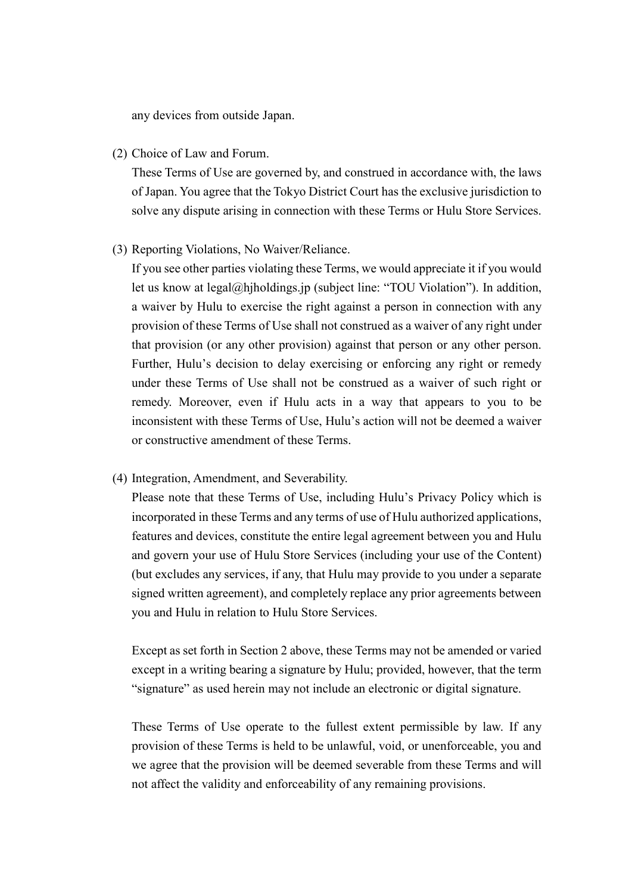any devices from outside Japan.

(2) Choice of Law and Forum.

These Terms of Use are governed by, and construed in accordance with, the laws of Japan. You agree that the Tokyo District Court has the exclusive jurisdiction to solve any dispute arising in connection with these Terms or Hulu Store Services.

(3) Reporting Violations, No Waiver/Reliance.

If you see other parties violating these Terms, we would appreciate it if you would let us know at legal@hjholdings.jp (subject line: "TOU Violation"). In addition, a waiver by Hulu to exercise the right against a person in connection with any provision of these Terms of Use shall not construed as a waiver of any right under that provision (or any other provision) against that person or any other person. Further, Hulu's decision to delay exercising or enforcing any right or remedy under these Terms of Use shall not be construed as a waiver of such right or remedy. Moreover, even if Hulu acts in a way that appears to you to be inconsistent with these Terms of Use, Hulu's action will not be deemed a waiver or constructive amendment of these Terms.

(4) Integration, Amendment, and Severability.

Please note that these Terms of Use, including Hulu's Privacy Policy which is incorporated in these Terms and any terms of use of Hulu authorized applications, features and devices, constitute the entire legal agreement between you and Hulu and govern your use of Hulu Store Services (including your use of the Content) (but excludes any services, if any, that Hulu may provide to you under a separate signed written agreement), and completely replace any prior agreements between you and Hulu in relation to Hulu Store Services.

Except as set forth in Section 2 above, these Terms may not be amended or varied except in a writing bearing a signature by Hulu; provided, however, that the term "signature" as used herein may not include an electronic or digital signature.

These Terms of Use operate to the fullest extent permissible by law. If any provision of these Terms is held to be unlawful, void, or unenforceable, you and we agree that the provision will be deemed severable from these Terms and will not affect the validity and enforceability of any remaining provisions.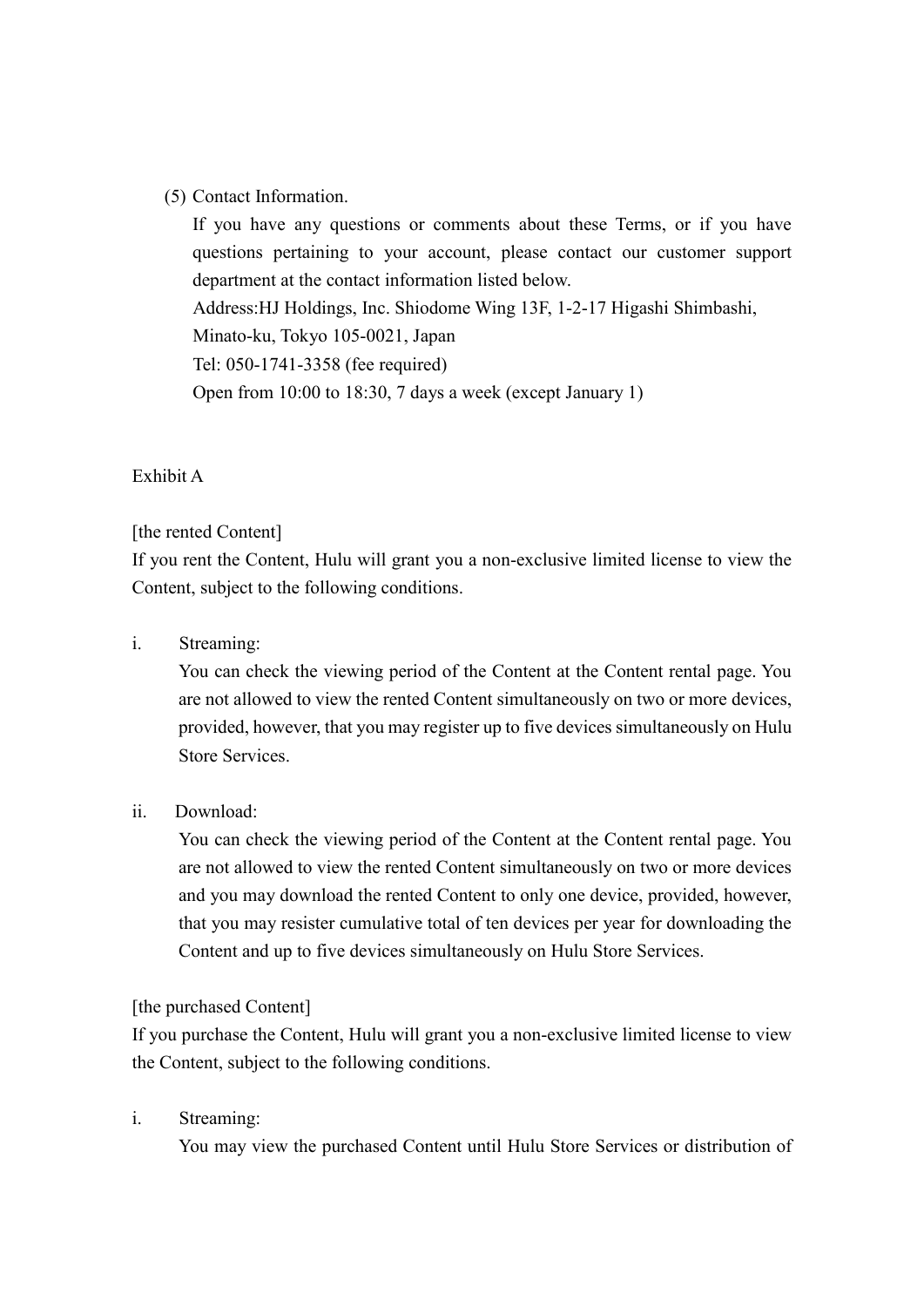(5) Contact Information.

If you have any questions or comments about these Terms, or if you have questions pertaining to your account, please contact our customer support department at the contact information listed below.

Address:HJ Holdings, Inc. Shiodome Wing 13F, 1-2-17 Higashi Shimbashi, Minato-ku, Tokyo 105-0021, Japan

Tel: 050-1741-3358 (fee required)

Open from 10:00 to 18:30, 7 days a week (except January 1)

Exhibit A

[the rented Content]

If you rent the Content, Hulu will grant you a non-exclusive limited license to view the Content, subject to the following conditions.

i. Streaming:

You can check the viewing period of the Content at the Content rental page. You are not allowed to view the rented Content simultaneously on two or more devices, provided, however, that you may register up to five devices simultaneously on Hulu Store Services.

ii. Download:

You can check the viewing period of the Content at the Content rental page. You are not allowed to view the rented Content simultaneously on two or more devices and you may download the rented Content to only one device, provided, however, that you may resister cumulative total of ten devices per year for downloading the Content and up to five devices simultaneously on Hulu Store Services.

[the purchased Content]

If you purchase the Content, Hulu will grant you a non-exclusive limited license to view the Content, subject to the following conditions.

i. Streaming:

You may view the purchased Content until Hulu Store Services or distribution of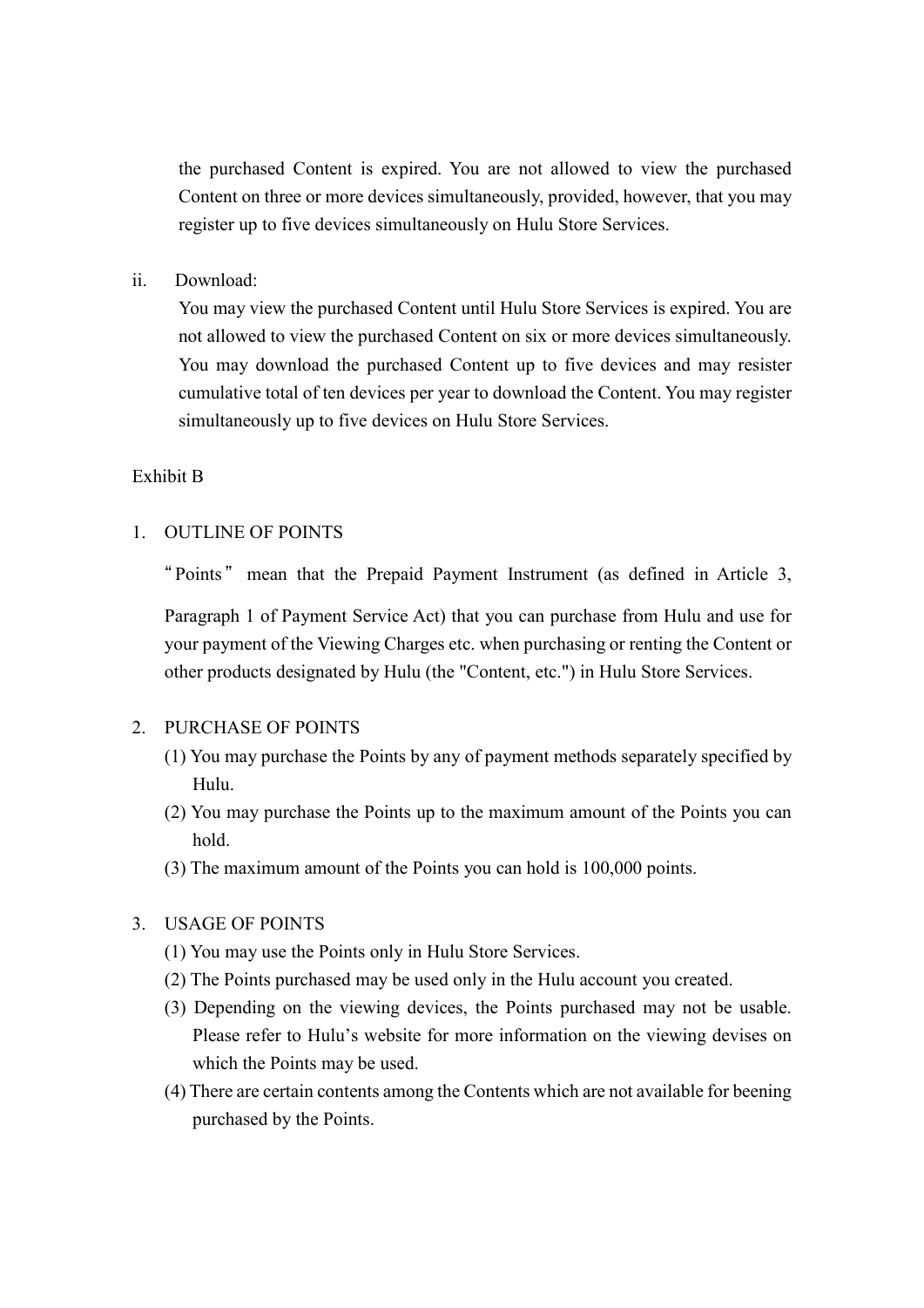the purchased Content is expired. You are not allowed to view the purchased Content on three or more devices simultaneously, provided, however, that you may register up to five devices simultaneously on Hulu Store Services.

ii. Download:

You may view the purchased Content until Hulu Store Services is expired. You are not allowed to view the purchased Content on six or more devices simultaneously. You may download the purchased Content up to five devices and may resister cumulative total of ten devices per year to download the Content. You may register simultaneously up to five devices on Hulu Store Services.

Exhibit B

1. OUTLINE OF POINTS

“Points” mean that the Prepaid Payment Instrument (as defined in Article 3, Paragraph 1 of Payment Service Act) that you can purchase from Hulu and use for your payment of the Viewing Charges etc. when purchasing or renting the Content or other products designated by Hulu (the "Content, etc.") in Hulu Store Services.

2. PURCHASE OF POINTS

(1) You may purchase the Points by any of payment methods separately specified by Hulu.

(2) You may purchase the Points up to the maximum amount of the Points you can hold.

(3) The maximum amount of the Points you can hold is 100,000 points.

3. USAGE OF POINTS

(1) You may use the Points only in Hulu Store Services.

(2) The Points purchased may be used only in the Hulu account you created.

(3) Depending on the viewing devices, the Points purchased may not be usable. Please refer to Hulu’s website for more information on the viewing devises on which the Points may be used.

(4) There are certain contents among the Contents which are not available for beening purchased by the Points.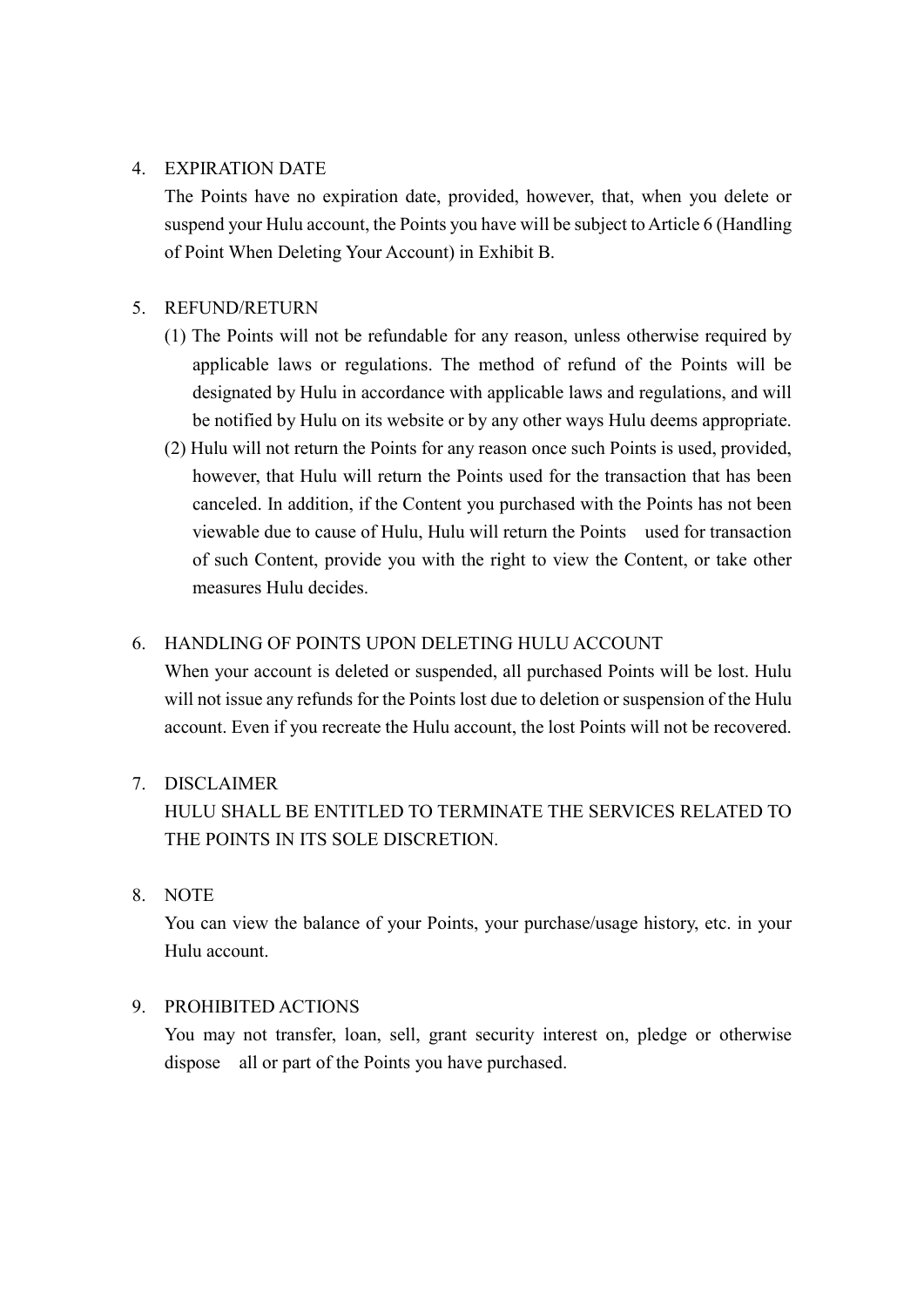4. EXPIRATION DATE

   The Points have no expiration date, provided, however, that, when you delete or suspend your Hulu account, the Points you have will be subject to Article 6 (Handling of Point When Deleting Your Account) in Exhibit B.

5. REFUND/RETURN

   (1) The Points will not be refundable for any reason, unless otherwise required by applicable laws or regulations. The method of refund of the Points will be designated by Hulu in accordance with applicable laws and regulations, and will be notified by Hulu on its website or by any other ways Hulu deems appropriate.

   (2) Hulu will not return the Points for any reason once such Points is used, provided, however, that Hulu will return the Points used for the transaction that has been canceled. In addition, if the Content you purchased with the Points has not been viewable due to cause of Hulu, Hulu will return the Points used for transaction of such Content, provide you with the right to view the Content, or take other measures Hulu decides.

6. HANDLING OF POINTS UPON DELETING HULU ACCOUNT

   When your account is deleted or suspended, all purchased Points will be lost. Hulu will not issue any refunds for the Points lost due to deletion or suspension of the Hulu account. Even if you recreate the Hulu account, the lost Points will not be recovered.

7. DISCLAIMER

   HULU SHALL BE ENTITLED TO TERMINATE THE SERVICES RELATED TO THE POINTS IN ITS SOLE DISCRETION.

8. NOTE

   You can view the balance of your Points, your purchase/usage history, etc. in your Hulu account.

9. PROHIBITED ACTIONS

   You may not transfer, loan, sell, grant security interest on, pledge or otherwise dispose all or part of the Points you have purchased.